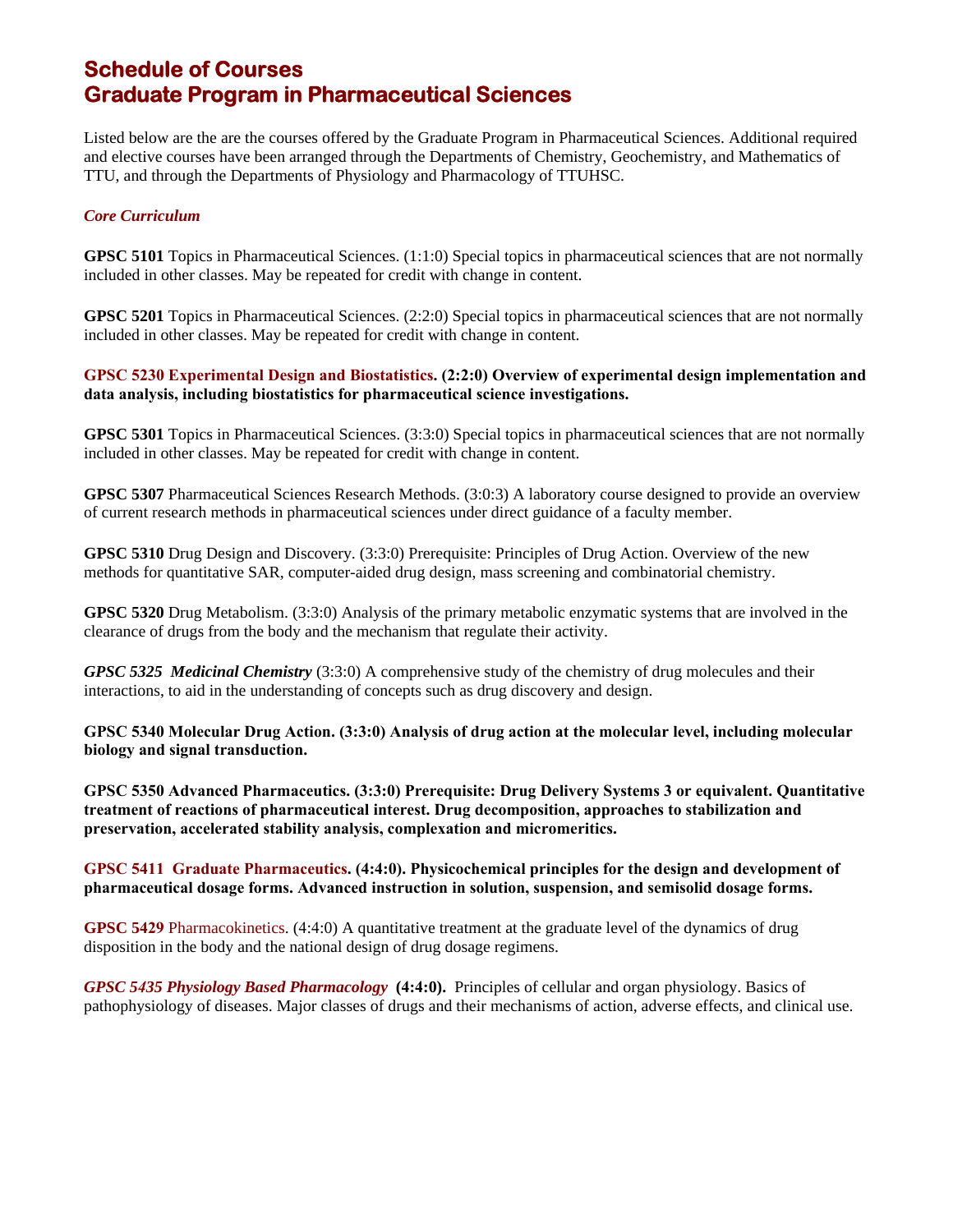# Schedule of Courses
# Graduate Program in Pharmaceutical Sciences

Listed below are the are the courses offered by the Graduate Program in Pharmaceutical Sciences. Additional required and elective courses have been arranged through the Departments of Chemistry, Geochemistry, and Mathematics of TTU, and through the Departments of Physiology and Pharmacology of TTUHSC.

### *Core Curriculum*

**GPSC 5101** Topics in Pharmaceutical Sciences. (1:1:0) Special topics in pharmaceutical sciences that are not normally included in other classes. May be repeated for credit with change in content.

**GPSC 5201** Topics in Pharmaceutical Sciences. (2:2:0) Special topics in pharmaceutical sciences that are not normally included in other classes. May be repeated for credit with change in content.

**GPSC 5230 Experimental Design and Biostatistics. (2:2:0) Overview of experimental design implementation and data analysis, including biostatistics for pharmaceutical science investigations.**

**GPSC 5301** Topics in Pharmaceutical Sciences. (3:3:0) Special topics in pharmaceutical sciences that are not normally included in other classes. May be repeated for credit with change in content.

**GPSC 5307** Pharmaceutical Sciences Research Methods. (3:0:3) A laboratory course designed to provide an overview of current research methods in pharmaceutical sciences under direct guidance of a faculty member.

**GPSC 5310** Drug Design and Discovery. (3:3:0) Prerequisite: Principles of Drug Action. Overview of the new methods for quantitative SAR, computer-aided drug design, mass screening and combinatorial chemistry.

**GPSC 5320** Drug Metabolism. (3:3:0) Analysis of the primary metabolic enzymatic systems that are involved in the clearance of drugs from the body and the mechanism that regulate their activity.

***GPSC 5325 Medicinal Chemistry*** (3:3:0) A comprehensive study of the chemistry of drug molecules and their interactions, to aid in the understanding of concepts such as drug discovery and design.

**GPSC 5340 Molecular Drug Action. (3:3:0) Analysis of drug action at the molecular level, including molecular biology and signal transduction.**

**GPSC 5350 Advanced Pharmaceutics. (3:3:0) Prerequisite: Drug Delivery Systems 3 or equivalent. Quantitative treatment of reactions of pharmaceutical interest. Drug decomposition, approaches to stabilization and preservation, accelerated stability analysis, complexation and micromeritics.**

**GPSC 5411 Graduate Pharmaceutics. (4:4:0). Physicochemical principles for the design and development of pharmaceutical dosage forms. Advanced instruction in solution, suspension, and semisolid dosage forms.**

**GPSC 5429** Pharmacokinetics. (4:4:0) A quantitative treatment at the graduate level of the dynamics of drug disposition in the body and the national design of drug dosage regimens.

***GPSC 5435 Physiology Based Pharmacology*** **(4:4:0).** Principles of cellular and organ physiology. Basics of pathophysiology of diseases. Major classes of drugs and their mechanisms of action, adverse effects, and clinical use.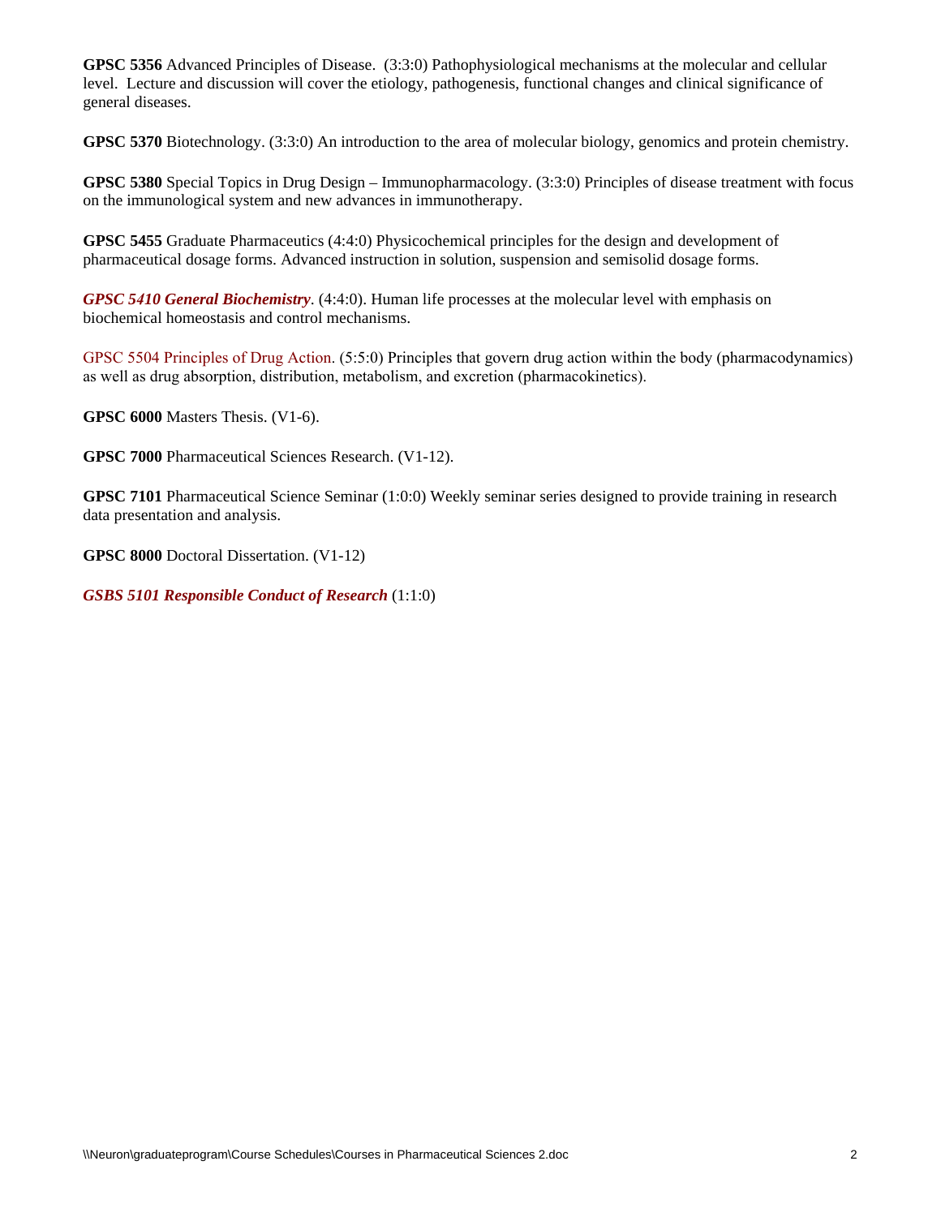**GPSC 5356** Advanced Principles of Disease. (3:3:0) Pathophysiological mechanisms at the molecular and cellular level. Lecture and discussion will cover the etiology, pathogenesis, functional changes and clinical significance of general diseases.

**GPSC 5370** Biotechnology. (3:3:0) An introduction to the area of molecular biology, genomics and protein chemistry.

**GPSC 5380** Special Topics in Drug Design – Immunopharmacology. (3:3:0) Principles of disease treatment with focus on the immunological system and new advances in immunotherapy.

**GPSC 5455** Graduate Pharmaceutics (4:4:0) Physicochemical principles for the design and development of pharmaceutical dosage forms. Advanced instruction in solution, suspension and semisolid dosage forms.

***GPSC 5410 General Biochemistry***. (4:4:0). Human life processes at the molecular level with emphasis on biochemical homeostasis and control mechanisms.

GPSC 5504 Principles of Drug Action. (5:5:0) Principles that govern drug action within the body (pharmacodynamics) as well as drug absorption, distribution, metabolism, and excretion (pharmacokinetics).

**GPSC 6000** Masters Thesis. (V1-6).

**GPSC 7000** Pharmaceutical Sciences Research. (V1-12).

**GPSC 7101** Pharmaceutical Science Seminar (1:0:0) Weekly seminar series designed to provide training in research data presentation and analysis.

**GPSC 8000** Doctoral Dissertation. (V1-12)

***GSBS 5101 Responsible Conduct of Research*** (1:1:0)